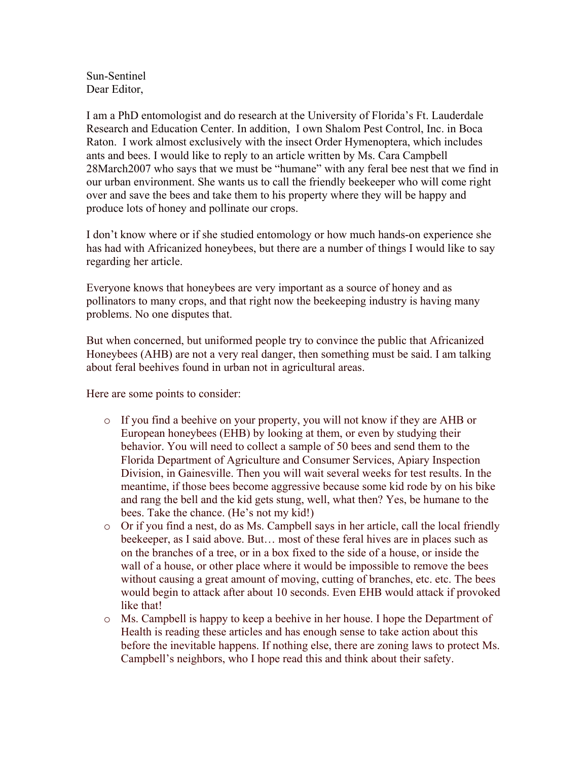Sun-Sentinel
Dear Editor,

I am a PhD entomologist and do research at the University of Florida's Ft. Lauderdale Research and Education Center. In addition, I own Shalom Pest Control, Inc. in Boca Raton. I work almost exclusively with the insect Order Hymenoptera, which includes ants and bees. I would like to reply to an article written by Ms. Cara Campbell 28March2007 who says that we must be "humane" with any feral bee nest that we find in our urban environment. She wants us to call the friendly beekeeper who will come right over and save the bees and take them to his property where they will be happy and produce lots of honey and pollinate our crops.

I don't know where or if she studied entomology or how much hands-on experience she has had with Africanized honeybees, but there are a number of things I would like to say regarding her article.

Everyone knows that honeybees are very important as a source of honey and as pollinators to many crops, and that right now the beekeeping industry is having many problems. No one disputes that.

But when concerned, but uniformed people try to convince the public that Africanized Honeybees (AHB) are not a very real danger, then something must be said. I am talking about feral beehives found in urban not in agricultural areas.

Here are some points to consider:

- If you find a beehive on your property, you will not know if they are AHB or European honeybees (EHB) by looking at them, or even by studying their behavior. You will need to collect a sample of 50 bees and send them to the Florida Department of Agriculture and Consumer Services, Apiary Inspection Division, in Gainesville. Then you will wait several weeks for test results. In the meantime, if those bees become aggressive because some kid rode by on his bike and rang the bell and the kid gets stung, well, what then? Yes, be humane to the bees. Take the chance. (He's not my kid!)
- Or if you find a nest, do as Ms. Campbell says in her article, call the local friendly beekeeper, as I said above. But… most of these feral hives are in places such as on the branches of a tree, or in a box fixed to the side of a house, or inside the wall of a house, or other place where it would be impossible to remove the bees without causing a great amount of moving, cutting of branches, etc. etc. The bees would begin to attack after about 10 seconds. Even EHB would attack if provoked like that!
- Ms. Campbell is happy to keep a beehive in her house. I hope the Department of Health is reading these articles and has enough sense to take action about this before the inevitable happens. If nothing else, there are zoning laws to protect Ms. Campbell's neighbors, who I hope read this and think about their safety.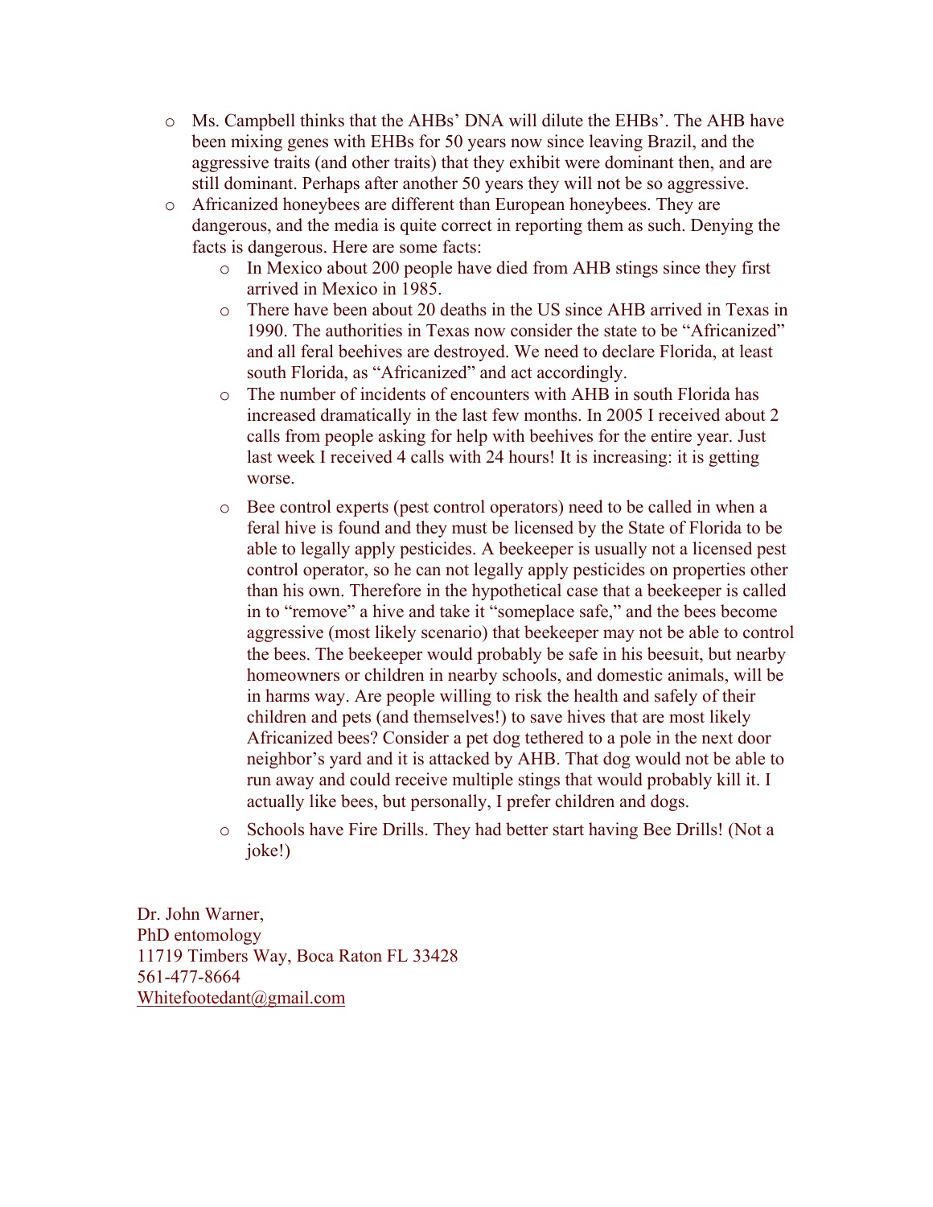- Ms. Campbell thinks that the AHBs' DNA will dilute the EHBs'. The AHB have been mixing genes with EHBs for 50 years now since leaving Brazil, and the aggressive traits (and other traits) that they exhibit were dominant then, and are still dominant. Perhaps after another 50 years they will not be so aggressive.
- Africanized honeybees are different than European honeybees. They are dangerous, and the media is quite correct in reporting them as such. Denying the facts is dangerous. Here are some facts:
  - In Mexico about 200 people have died from AHB stings since they first arrived in Mexico in 1985.
  - There have been about 20 deaths in the US since AHB arrived in Texas in 1990. The authorities in Texas now consider the state to be "Africanized" and all feral beehives are destroyed. We need to declare Florida, at least south Florida, as "Africanized" and act accordingly.
  - The number of incidents of encounters with AHB in south Florida has increased dramatically in the last few months. In 2005 I received about 2 calls from people asking for help with beehives for the entire year. Just last week I received 4 calls with 24 hours! It is increasing: it is getting worse.
  - Bee control experts (pest control operators) need to be called in when a feral hive is found and they must be licensed by the State of Florida to be able to legally apply pesticides. A beekeeper is usually not a licensed pest control operator, so he can not legally apply pesticides on properties other than his own. Therefore in the hypothetical case that a beekeeper is called in to "remove" a hive and take it "someplace safe," and the bees become aggressive (most likely scenario) that beekeeper may not be able to control the bees. The beekeeper would probably be safe in his beesuit, but nearby homeowners or children in nearby schools, and domestic animals, will be in harms way. Are people willing to risk the health and safely of their children and pets (and themselves!) to save hives that are most likely Africanized bees? Consider a pet dog tethered to a pole in the next door neighbor's yard and it is attacked by AHB. That dog would not be able to run away and could receive multiple stings that would probably kill it. I actually like bees, but personally, I prefer children and dogs.
  - Schools have Fire Drills. They had better start having Bee Drills! (Not a joke!)

Dr. John Warner,
PhD entomology
11719 Timbers Way, Boca Raton FL 33428
561-477-8664
Whitefootedant@gmail.com